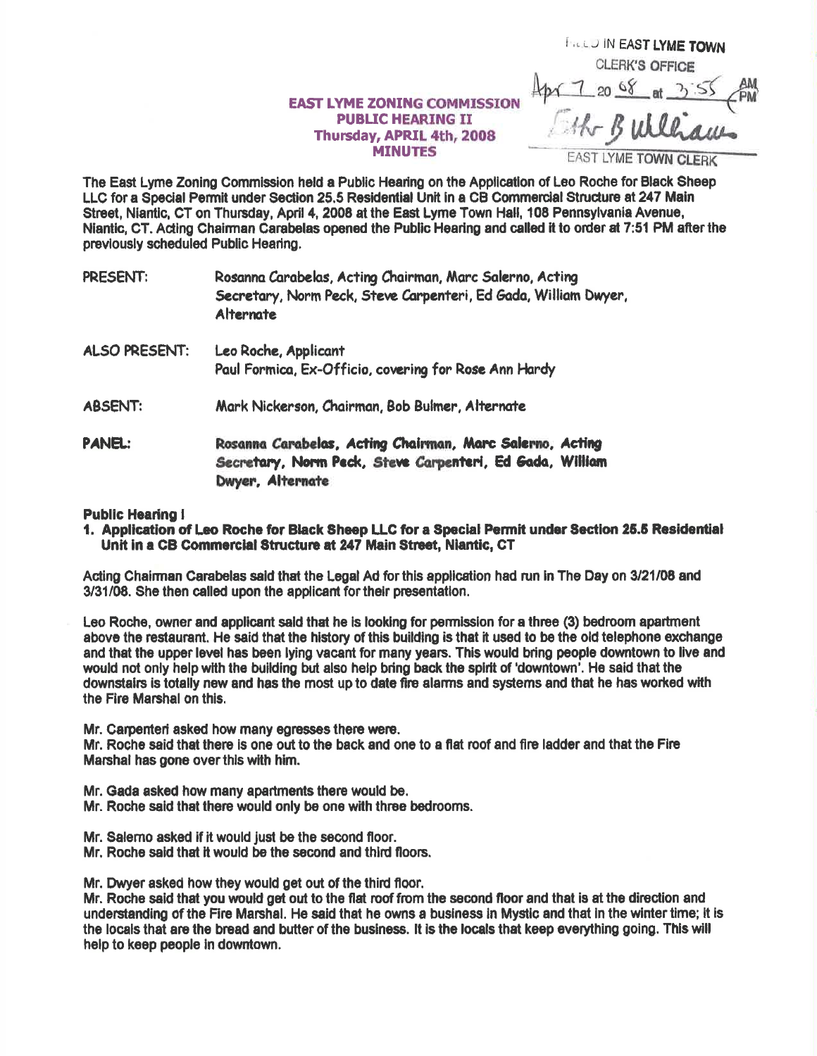FILED IN EAST LYME TOWN CLERK'S OFFICE
Apr 7 20 08 at 3:55 PM
Esther B Williams
EAST LYME TOWN CLERK

**EAST LYME ZONING COMMISSION**
**PUBLIC HEARING II**
**Thursday, APRIL 4th, 2008**
**MINUTES**

The East Lyme Zoning Commission held a Public Hearing on the Application of Leo Roche for Black Sheep LLC for a Special Permit under Section 25.5 Residential Unit in a CB Commercial Structure at 247 Main Street, Niantic, CT on Thursday, April 4, 2008 at the East Lyme Town Hall, 108 Pennsylvania Avenue, Niantic, CT. Acting Chairman Carabelas opened the Public Hearing and called it to order at 7:51 PM after the previously scheduled Public Hearing.

PRESENT: Rosanna Carabelas, Acting Chairman, Marc Salerno, Acting Secretary, Norm Peck, Steve Carpenteri, Ed Gada, William Dwyer, Alternate

ALSO PRESENT: Leo Roche, Applicant
Paul Formica, Ex-Officio, covering for Rose Ann Hardy

ABSENT: Mark Nickerson, Chairman, Bob Bulmer, Alternate

**PANEL:** **Rosanna Carabelas, Acting Chairman, Marc Salerno, Acting Secretary, Norm Peck, Steve Carpenteri, Ed Gada, William Dwyer, Alternate**

**Public Hearing I**

**1. Application of Leo Roche for Black Sheep LLC for a Special Permit under Section 25.5 Residential Unit in a CB Commercial Structure at 247 Main Street, Niantic, CT**

Acting Chairman Carabelas said that the Legal Ad for this application had run in The Day on 3/21/08 and 3/31/08. She then called upon the applicant for their presentation.

Leo Roche, owner and applicant said that he is looking for permission for a three (3) bedroom apartment above the restaurant. He said that the history of this building is that it used to be the old telephone exchange and that the upper level has been lying vacant for many years. This would bring people downtown to live and would not only help with the building but also help bring back the spirit of 'downtown'. He said that the downstairs is totally new and has the most up to date fire alarms and systems and that he has worked with the Fire Marshal on this.

Mr. Carpenteri asked how many egresses there were.
Mr. Roche said that there is one out to the back and one to a flat roof and fire ladder and that the Fire Marshal has gone over this with him.

Mr. Gada asked how many apartments there would be.
Mr. Roche said that there would only be one with three bedrooms.

Mr. Salerno asked if it would just be the second floor.
Mr. Roche said that it would be the second and third floors.

Mr. Dwyer asked how they would get out of the third floor.
Mr. Roche said that you would get out to the flat roof from the second floor and that is at the direction and understanding of the Fire Marshal. He said that he owns a business in Mystic and that in the winter time; it is the locals that are the bread and butter of the business. It is the locals that keep everything going. This will help to keep people in downtown.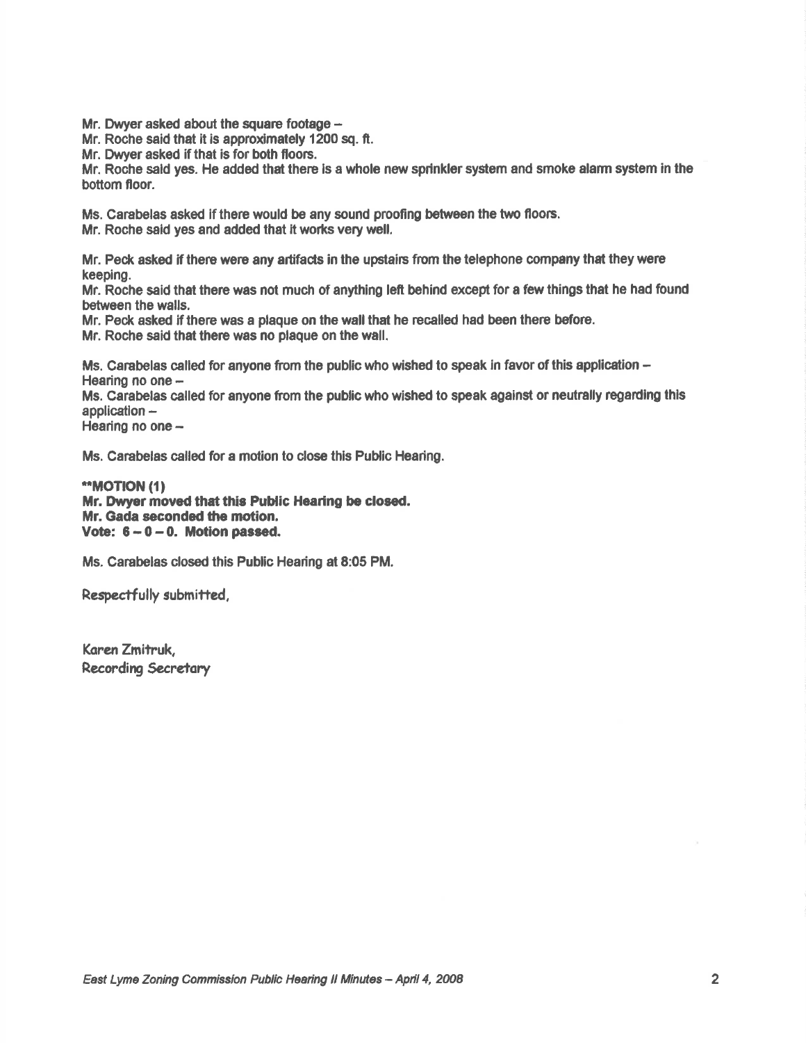Mr. Dwyer asked about the square footage –

Mr. Roche said that it is approximately 1200 sq. ft.

Mr. Dwyer asked if that is for both floors.

Mr. Roche said yes. He added that there is a whole new sprinkler system and smoke alarm system in the bottom floor.

Ms. Carabelas asked if there would be any sound proofing between the two floors.

Mr. Roche said yes and added that it works very well.

Mr. Peck asked if there were any artifacts in the upstairs from the telephone company that they were keeping.

Mr. Roche said that there was not much of anything left behind except for a few things that he had found between the walls.

Mr. Peck asked if there was a plaque on the wall that he recalled had been there before.

Mr. Roche said that there was no plaque on the wall.

Ms. Carabelas called for anyone from the public who wished to speak in favor of this application –
Hearing no one –

Ms. Carabelas called for anyone from the public who wished to speak against or neutrally regarding this application –
Hearing no one –

Ms. Carabelas called for a motion to close this Public Hearing.

**\*\*MOTION (1)**
**Mr. Dwyer moved that this Public Hearing be closed.**
**Mr. Gada seconded the motion.**
**Vote: 6 – 0 – 0. Motion passed.**

Ms. Carabelas closed this Public Hearing at 8:05 PM.

Respectfully submitted,

Karen Zmitruk,
Recording Secretary